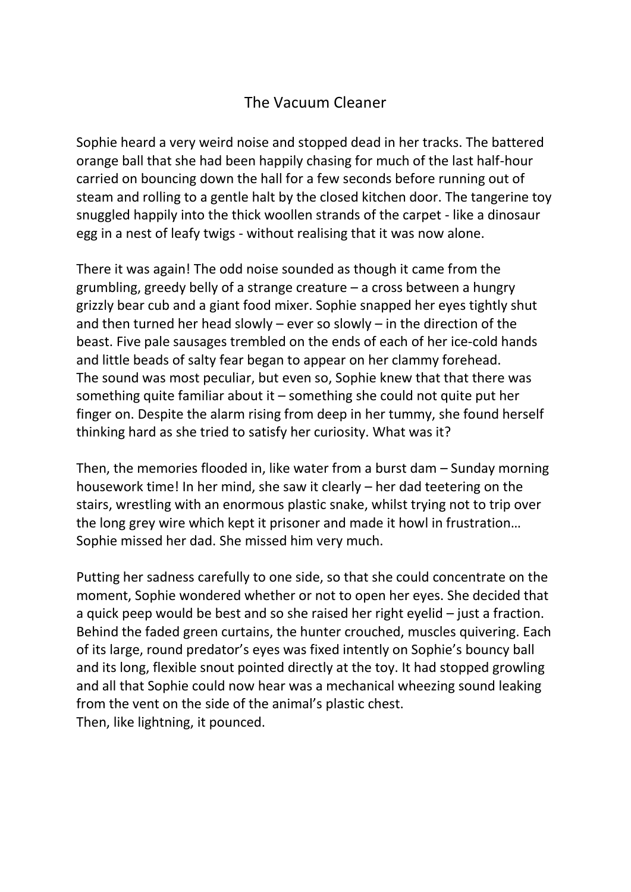# The Vacuum Cleaner

Sophie heard a very weird noise and stopped dead in her tracks. The battered orange ball that she had been happily chasing for much of the last half-hour carried on bouncing down the hall for a few seconds before running out of steam and rolling to a gentle halt by the closed kitchen door. The tangerine toy snuggled happily into the thick woollen strands of the carpet - like a dinosaur egg in a nest of leafy twigs - without realising that it was now alone.

There it was again! The odd noise sounded as though it came from the grumbling, greedy belly of a strange creature – a cross between a hungry grizzly bear cub and a giant food mixer. Sophie snapped her eyes tightly shut and then turned her head slowly – ever so slowly – in the direction of the beast. Five pale sausages trembled on the ends of each of her ice-cold hands and little beads of salty fear began to appear on her clammy forehead.
The sound was most peculiar, but even so, Sophie knew that that there was something quite familiar about it – something she could not quite put her finger on. Despite the alarm rising from deep in her tummy, she found herself thinking hard as she tried to satisfy her curiosity. What was it?

Then, the memories flooded in, like water from a burst dam – Sunday morning housework time! In her mind, she saw it clearly – her dad teetering on the stairs, wrestling with an enormous plastic snake, whilst trying not to trip over the long grey wire which kept it prisoner and made it howl in frustration… Sophie missed her dad. She missed him very much.

Putting her sadness carefully to one side, so that she could concentrate on the moment, Sophie wondered whether or not to open her eyes. She decided that a quick peep would be best and so she raised her right eyelid – just a fraction. Behind the faded green curtains, the hunter crouched, muscles quivering. Each of its large, round predator's eyes was fixed intently on Sophie's bouncy ball and its long, flexible snout pointed directly at the toy. It had stopped growling and all that Sophie could now hear was a mechanical wheezing sound leaking from the vent on the side of the animal's plastic chest.
Then, like lightning, it pounced.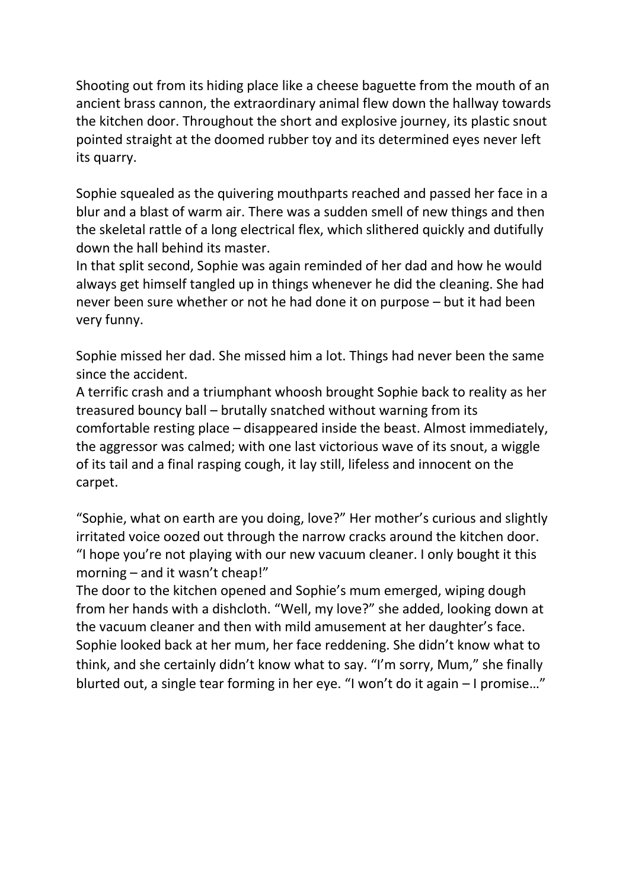Shooting out from its hiding place like a cheese baguette from the mouth of an ancient brass cannon, the extraordinary animal flew down the hallway towards the kitchen door. Throughout the short and explosive journey, its plastic snout pointed straight at the doomed rubber toy and its determined eyes never left its quarry.

Sophie squealed as the quivering mouthparts reached and passed her face in a blur and a blast of warm air. There was a sudden smell of new things and then the skeletal rattle of a long electrical flex, which slithered quickly and dutifully down the hall behind its master.
In that split second, Sophie was again reminded of her dad and how he would always get himself tangled up in things whenever he did the cleaning. She had never been sure whether or not he had done it on purpose – but it had been very funny.

Sophie missed her dad. She missed him a lot. Things had never been the same since the accident.
A terrific crash and a triumphant whoosh brought Sophie back to reality as her treasured bouncy ball – brutally snatched without warning from its comfortable resting place – disappeared inside the beast. Almost immediately, the aggressor was calmed; with one last victorious wave of its snout, a wiggle of its tail and a final rasping cough, it lay still, lifeless and innocent on the carpet.

"Sophie, what on earth are you doing, love?" Her mother's curious and slightly irritated voice oozed out through the narrow cracks around the kitchen door. "I hope you're not playing with our new vacuum cleaner. I only bought it this morning – and it wasn't cheap!"
The door to the kitchen opened and Sophie's mum emerged, wiping dough from her hands with a dishcloth. "Well, my love?" she added, looking down at the vacuum cleaner and then with mild amusement at her daughter's face.
Sophie looked back at her mum, her face reddening. She didn't know what to think, and she certainly didn't know what to say. "I'm sorry, Mum," she finally blurted out, a single tear forming in her eye. "I won't do it again – I promise…"